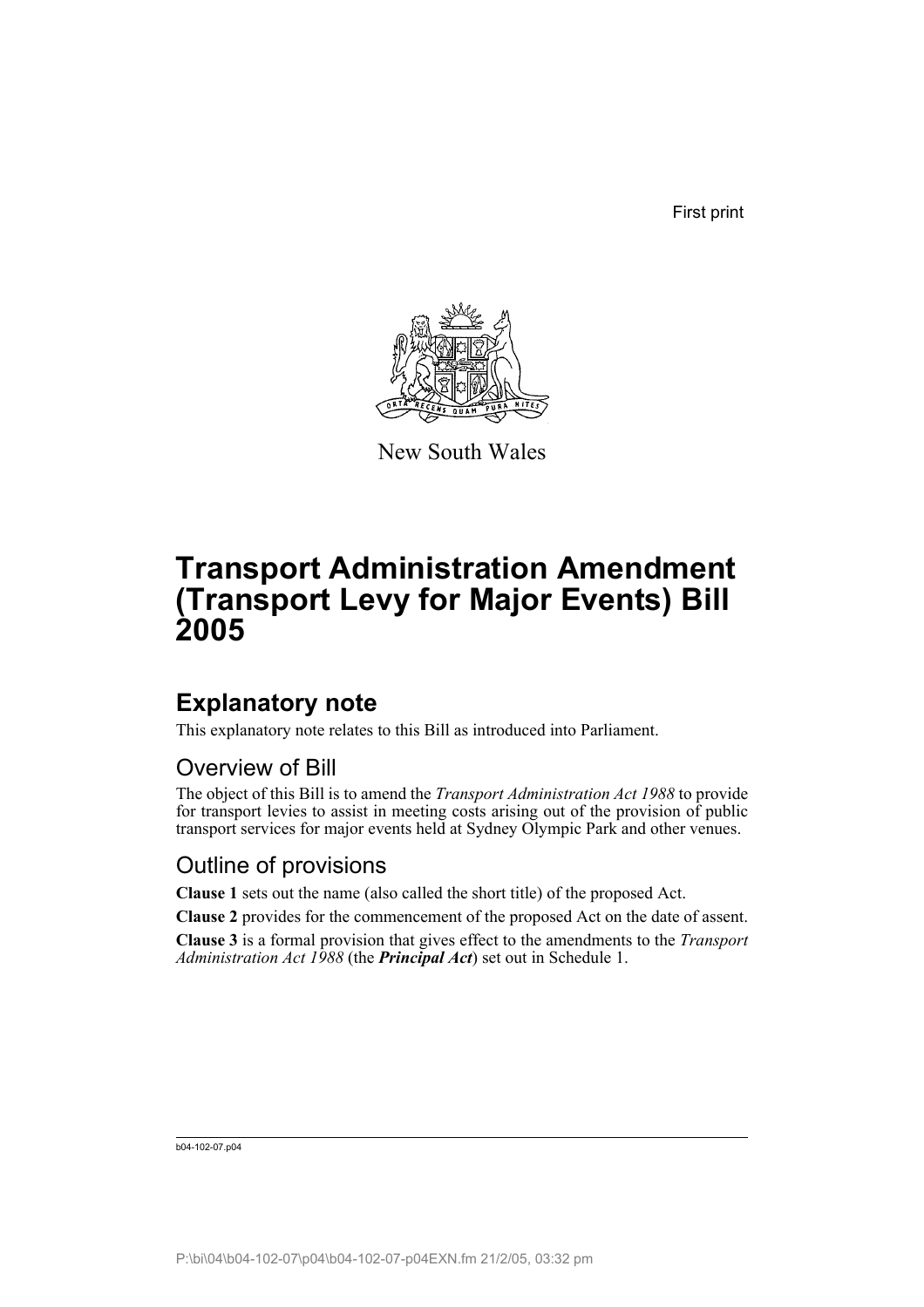First print

New South Wales

# Transport Administration Amendment (Transport Levy for Major Events) Bill 2005

## Explanatory note

This explanatory note relates to this Bill as introduced into Parliament.

### Overview of Bill

The object of this Bill is to amend the *Transport Administration Act 1988* to provide for transport levies to assist in meeting costs arising out of the provision of public transport services for major events held at Sydney Olympic Park and other venues.

### Outline of provisions

**Clause 1** sets out the name (also called the short title) of the proposed Act.

**Clause 2** provides for the commencement of the proposed Act on the date of assent.

**Clause 3** is a formal provision that gives effect to the amendments to the *Transport Administration Act 1988* (the ***Principal Act***) set out in Schedule 1.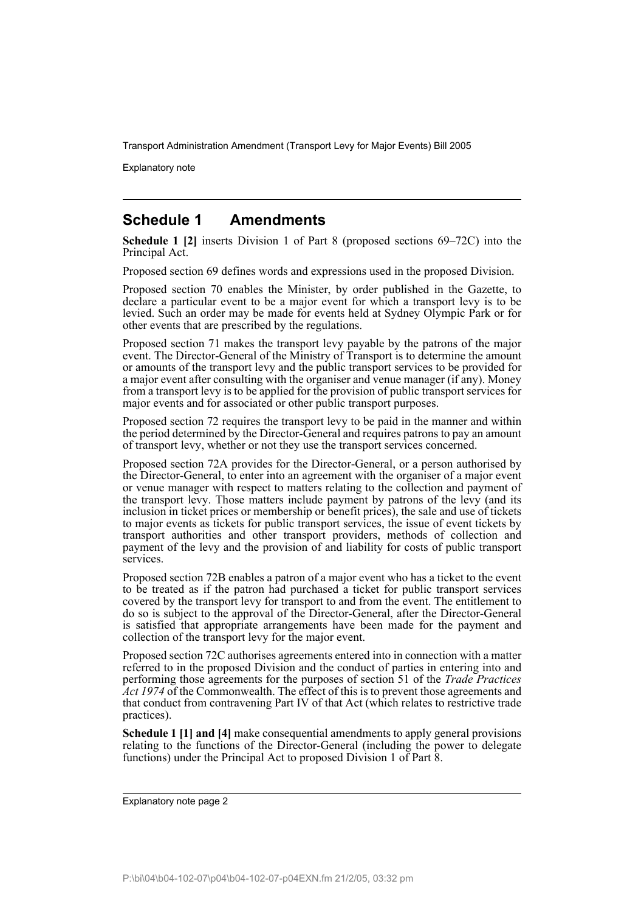## Schedule 1 Amendments

**Schedule 1 [2]** inserts Division 1 of Part 8 (proposed sections 69–72C) into the Principal Act.

Proposed section 69 defines words and expressions used in the proposed Division.

Proposed section 70 enables the Minister, by order published in the Gazette, to declare a particular event to be a major event for which a transport levy is to be levied. Such an order may be made for events held at Sydney Olympic Park or for other events that are prescribed by the regulations.

Proposed section 71 makes the transport levy payable by the patrons of the major event. The Director-General of the Ministry of Transport is to determine the amount or amounts of the transport levy and the public transport services to be provided for a major event after consulting with the organiser and venue manager (if any). Money from a transport levy is to be applied for the provision of public transport services for major events and for associated or other public transport purposes.

Proposed section 72 requires the transport levy to be paid in the manner and within the period determined by the Director-General and requires patrons to pay an amount of transport levy, whether or not they use the transport services concerned.

Proposed section 72A provides for the Director-General, or a person authorised by the Director-General, to enter into an agreement with the organiser of a major event or venue manager with respect to matters relating to the collection and payment of the transport levy. Those matters include payment by patrons of the levy (and its inclusion in ticket prices or membership or benefit prices), the sale and use of tickets to major events as tickets for public transport services, the issue of event tickets by transport authorities and other transport providers, methods of collection and payment of the levy and the provision of and liability for costs of public transport services.

Proposed section 72B enables a patron of a major event who has a ticket to the event to be treated as if the patron had purchased a ticket for public transport services covered by the transport levy for transport to and from the event. The entitlement to do so is subject to the approval of the Director-General, after the Director-General is satisfied that appropriate arrangements have been made for the payment and collection of the transport levy for the major event.

Proposed section 72C authorises agreements entered into in connection with a matter referred to in the proposed Division and the conduct of parties in entering into and performing those agreements for the purposes of section 51 of the *Trade Practices Act 1974* of the Commonwealth. The effect of this is to prevent those agreements and that conduct from contravening Part IV of that Act (which relates to restrictive trade practices).

**Schedule 1 [1] and [4]** make consequential amendments to apply general provisions relating to the functions of the Director-General (including the power to delegate functions) under the Principal Act to proposed Division 1 of Part 8.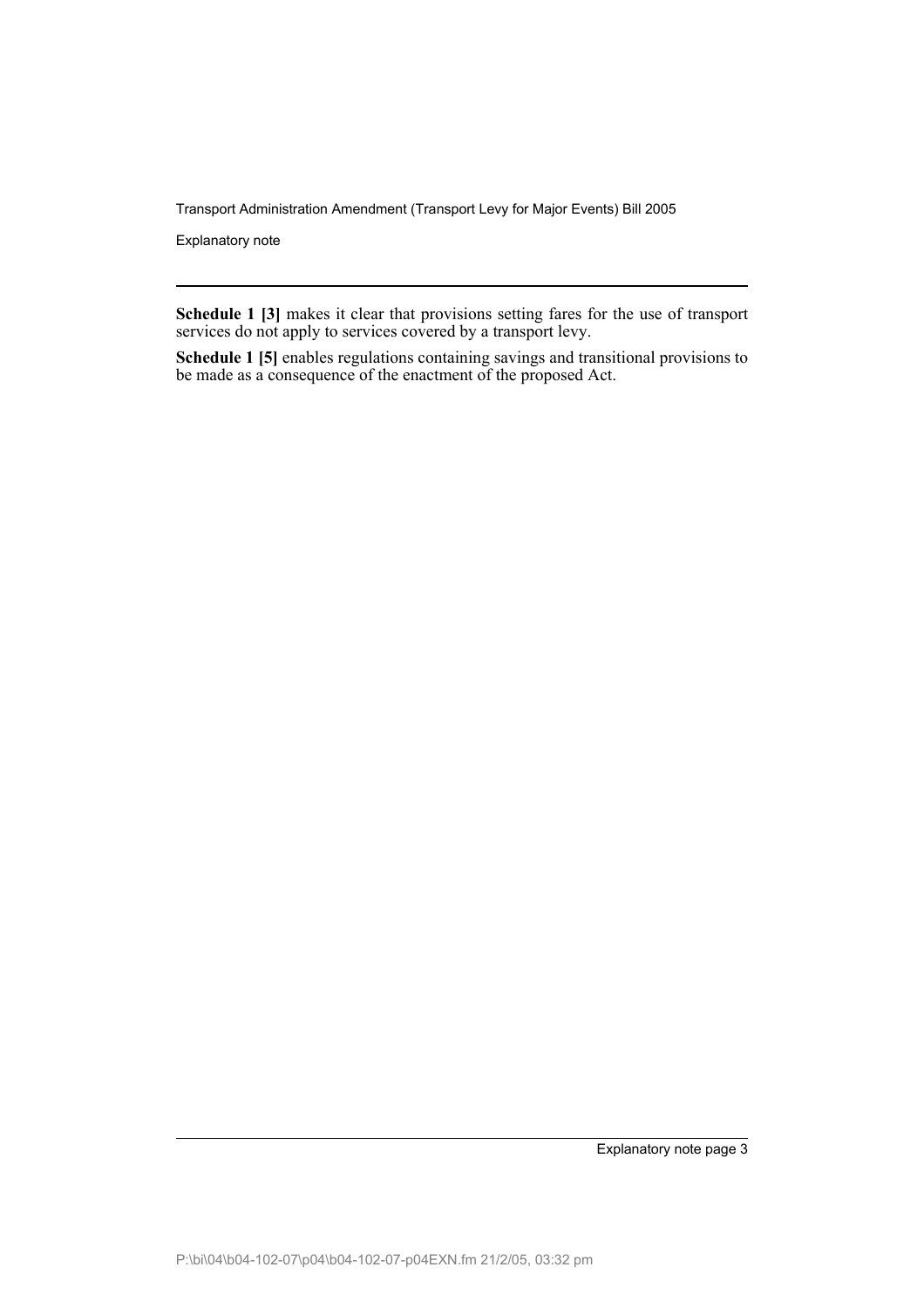**Schedule 1 [3]** makes it clear that provisions setting fares for the use of transport services do not apply to services covered by a transport levy.

**Schedule 1 [5]** enables regulations containing savings and transitional provisions to be made as a consequence of the enactment of the proposed Act.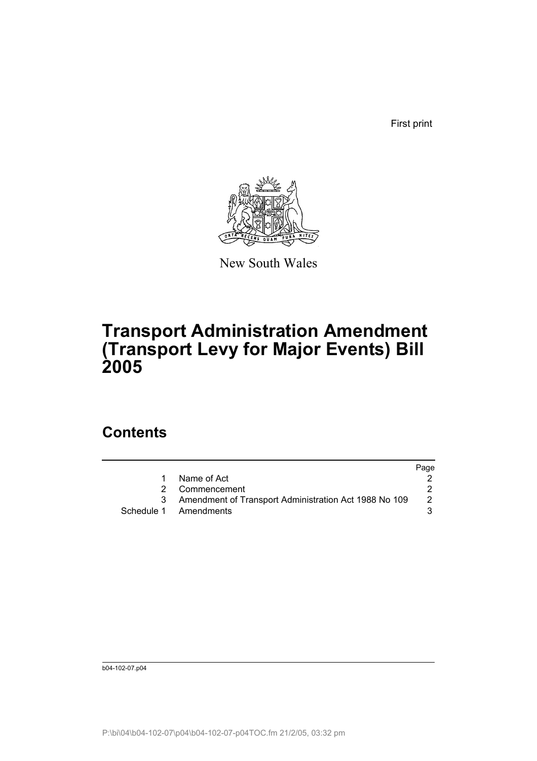First print

New South Wales

# Transport Administration Amendment (Transport Levy for Major Events) Bill 2005

## Contents

| | | Page |
|---|---|---|
| 1 | Name of Act | 2 |
| 2 | Commencement | 2 |
| 3 | Amendment of Transport Administration Act 1988 No 109 | 2 |
| Schedule 1 | Amendments | 3 |

b04-102-07.p04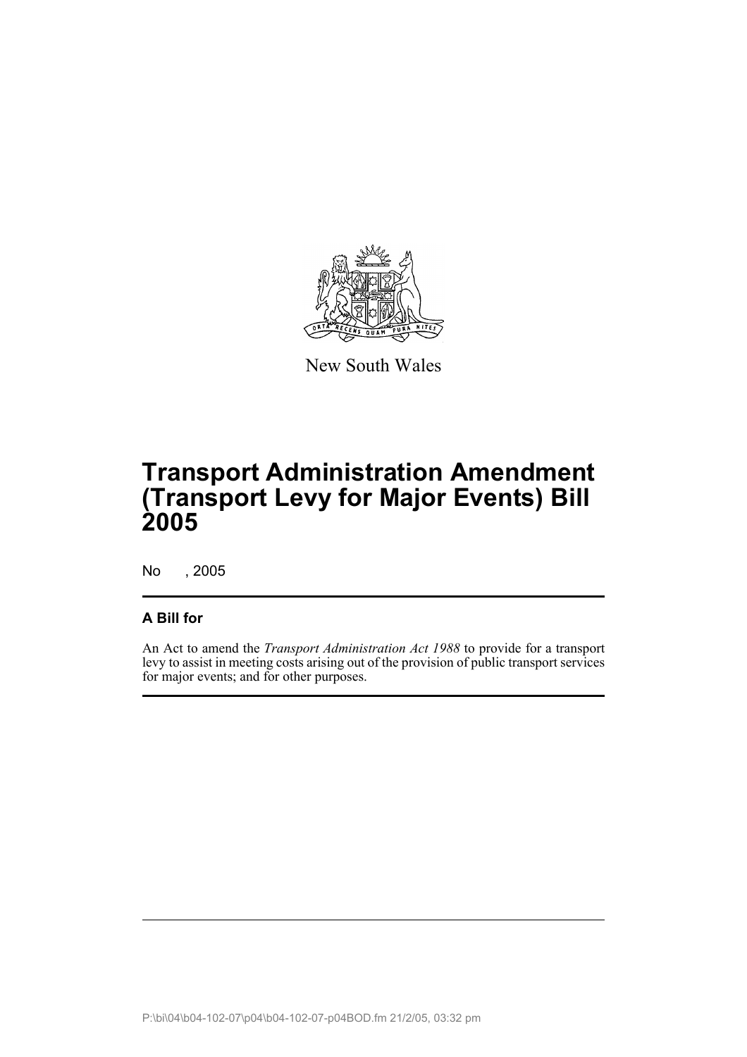New South Wales

# Transport Administration Amendment (Transport Levy for Major Events) Bill 2005

No , 2005

**A Bill for**

An Act to amend the *Transport Administration Act 1988* to provide for a transport levy to assist in meeting costs arising out of the provision of public transport services for major events; and for other purposes.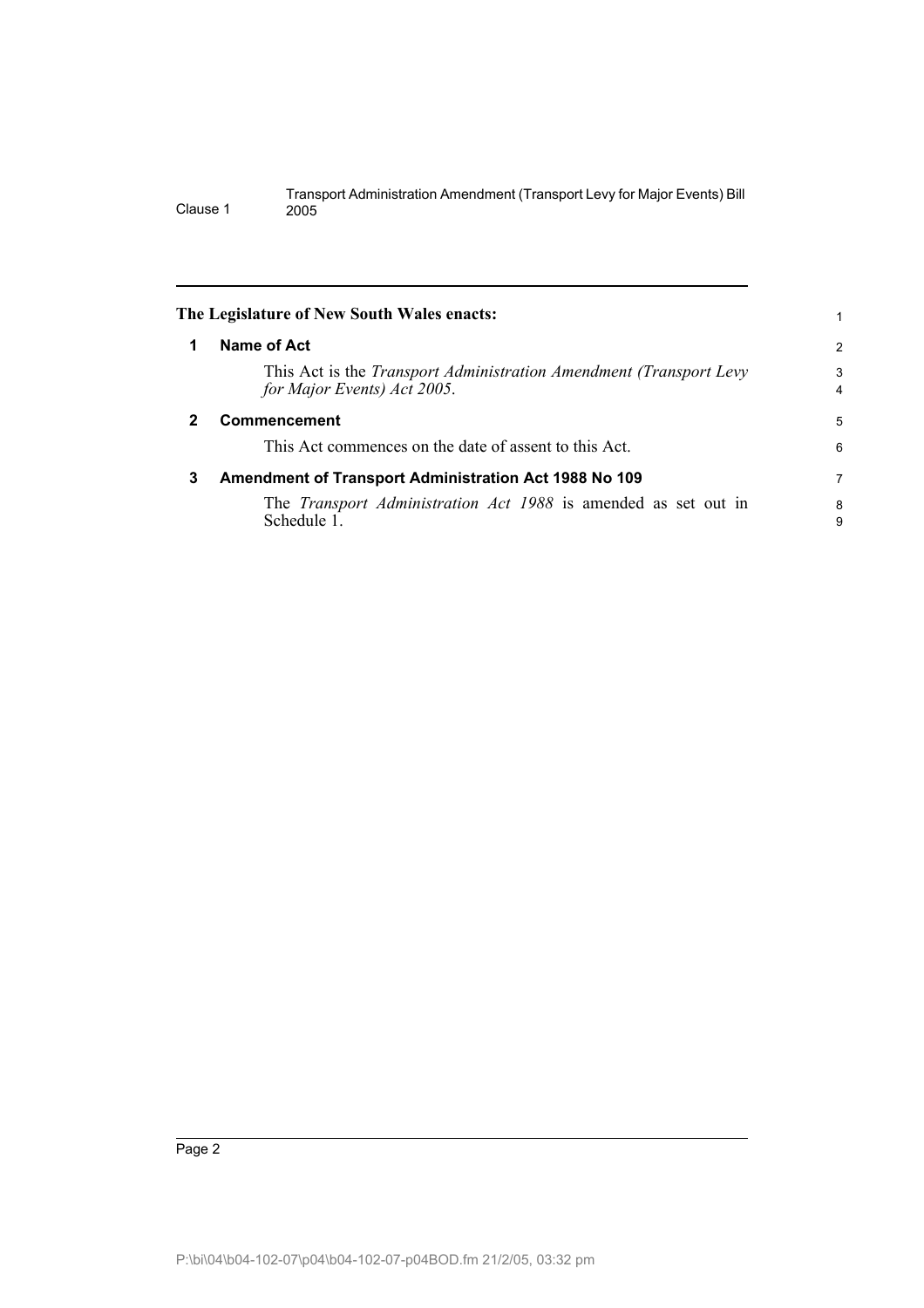**The Legislature of New South Wales enacts:**

## 1 Name of Act

This Act is the *Transport Administration Amendment (Transport Levy for Major Events) Act 2005*.

## 2 Commencement

This Act commences on the date of assent to this Act.

## 3 Amendment of Transport Administration Act 1988 No 109

The *Transport Administration Act 1988* is amended as set out in Schedule 1.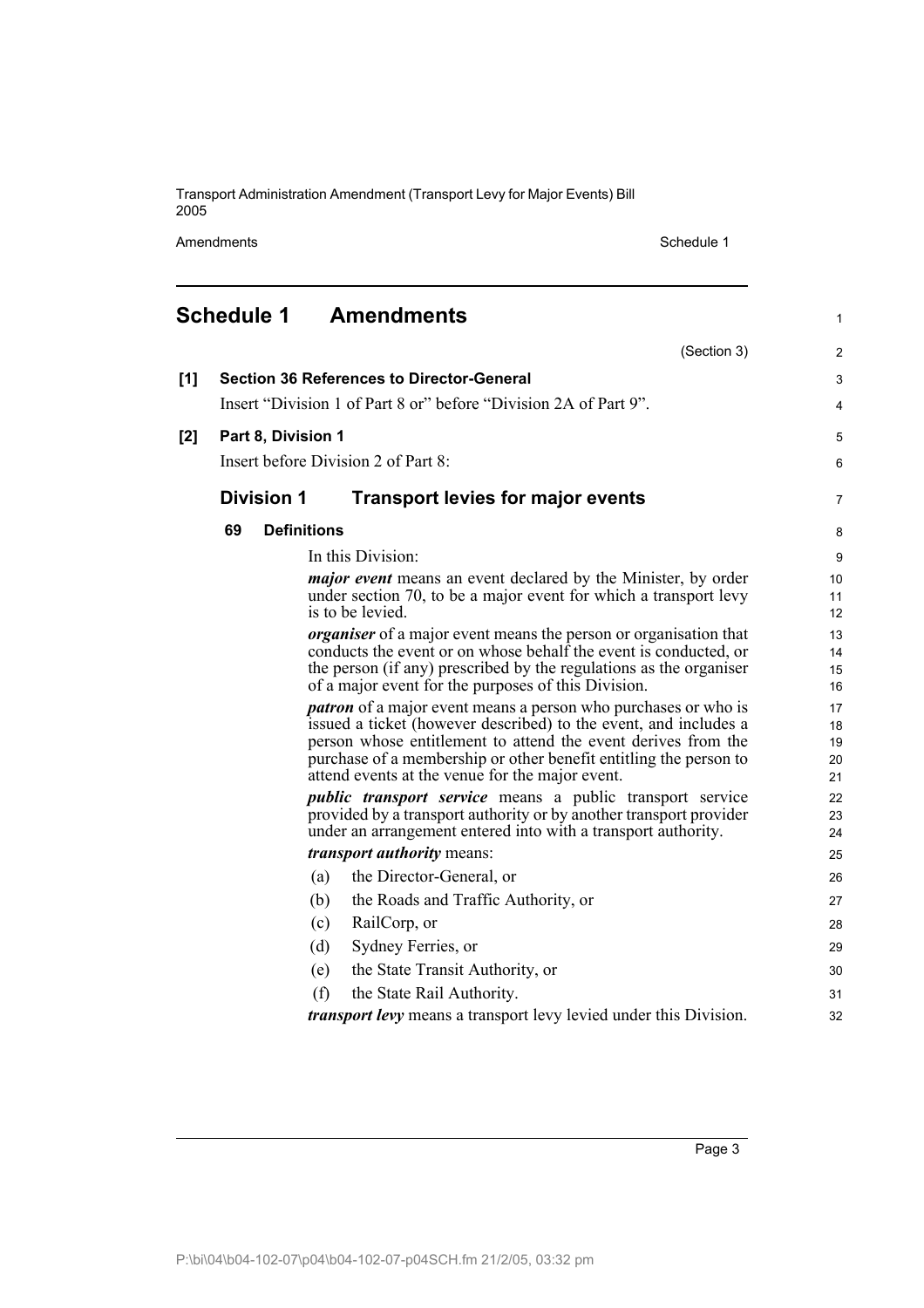## Schedule 1 Amendments

(Section 3)

**[1] Section 36 References to Director-General**

Insert "Division 1 of Part 8 or" before "Division 2A of Part 9".

**[2] Part 8, Division 1**

Insert before Division 2 of Part 8:

### Division 1 Transport levies for major events

**69 Definitions**

In this Division:

***major event*** means an event declared by the Minister, by order under section 70, to be a major event for which a transport levy is to be levied.

***organiser*** of a major event means the person or organisation that conducts the event or on whose behalf the event is conducted, or the person (if any) prescribed by the regulations as the organiser of a major event for the purposes of this Division.

***patron*** of a major event means a person who purchases or who is issued a ticket (however described) to the event, and includes a person whose entitlement to attend the event derives from the purchase of a membership or other benefit entitling the person to attend events at the venue for the major event.

***public transport service*** means a public transport service provided by a transport authority or by another transport provider under an arrangement entered into with a transport authority.

***transport authority*** means:

(a) the Director-General, or

(b) the Roads and Traffic Authority, or

(c) RailCorp, or

(d) Sydney Ferries, or

(e) the State Transit Authority, or

(f) the State Rail Authority.

***transport levy*** means a transport levy levied under this Division.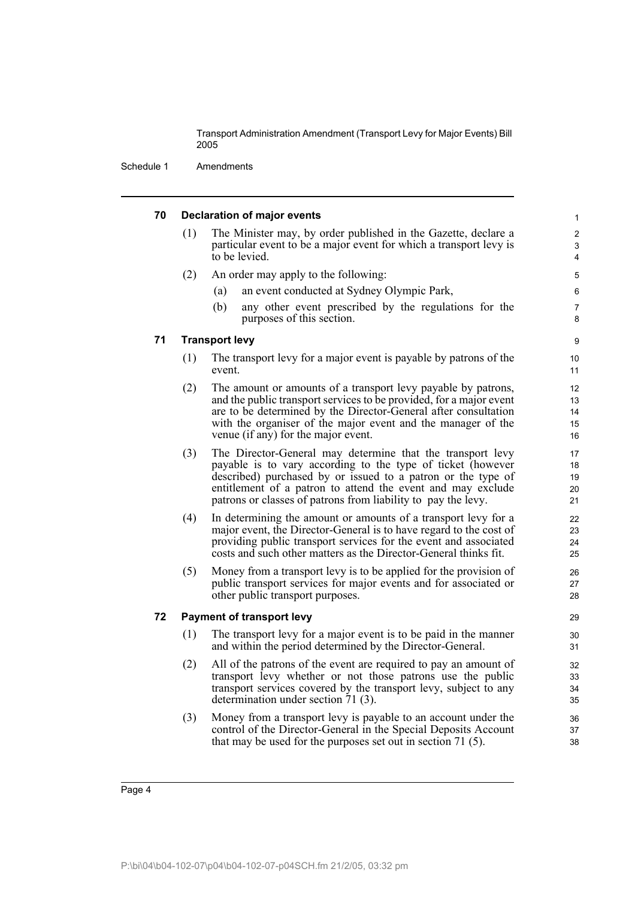### 70 Declaration of major events

(1) The Minister may, by order published in the Gazette, declare a particular event to be a major event for which a transport levy is to be levied.

(2) An order may apply to the following:

(a) an event conducted at Sydney Olympic Park,

(b) any other event prescribed by the regulations for the purposes of this section.

### 71 Transport levy

(1) The transport levy for a major event is payable by patrons of the event.

(2) The amount or amounts of a transport levy payable by patrons, and the public transport services to be provided, for a major event are to be determined by the Director-General after consultation with the organiser of the major event and the manager of the venue (if any) for the major event.

(3) The Director-General may determine that the transport levy payable is to vary according to the type of ticket (however described) purchased by or issued to a patron or the type of entitlement of a patron to attend the event and may exclude patrons or classes of patrons from liability to pay the levy.

(4) In determining the amount or amounts of a transport levy for a major event, the Director-General is to have regard to the cost of providing public transport services for the event and associated costs and such other matters as the Director-General thinks fit.

(5) Money from a transport levy is to be applied for the provision of public transport services for major events and for associated or other public transport purposes.

### 72 Payment of transport levy

(1) The transport levy for a major event is to be paid in the manner and within the period determined by the Director-General.

(2) All of the patrons of the event are required to pay an amount of transport levy whether or not those patrons use the public transport services covered by the transport levy, subject to any determination under section 71 (3).

(3) Money from a transport levy is payable to an account under the control of the Director-General in the Special Deposits Account that may be used for the purposes set out in section 71 (5).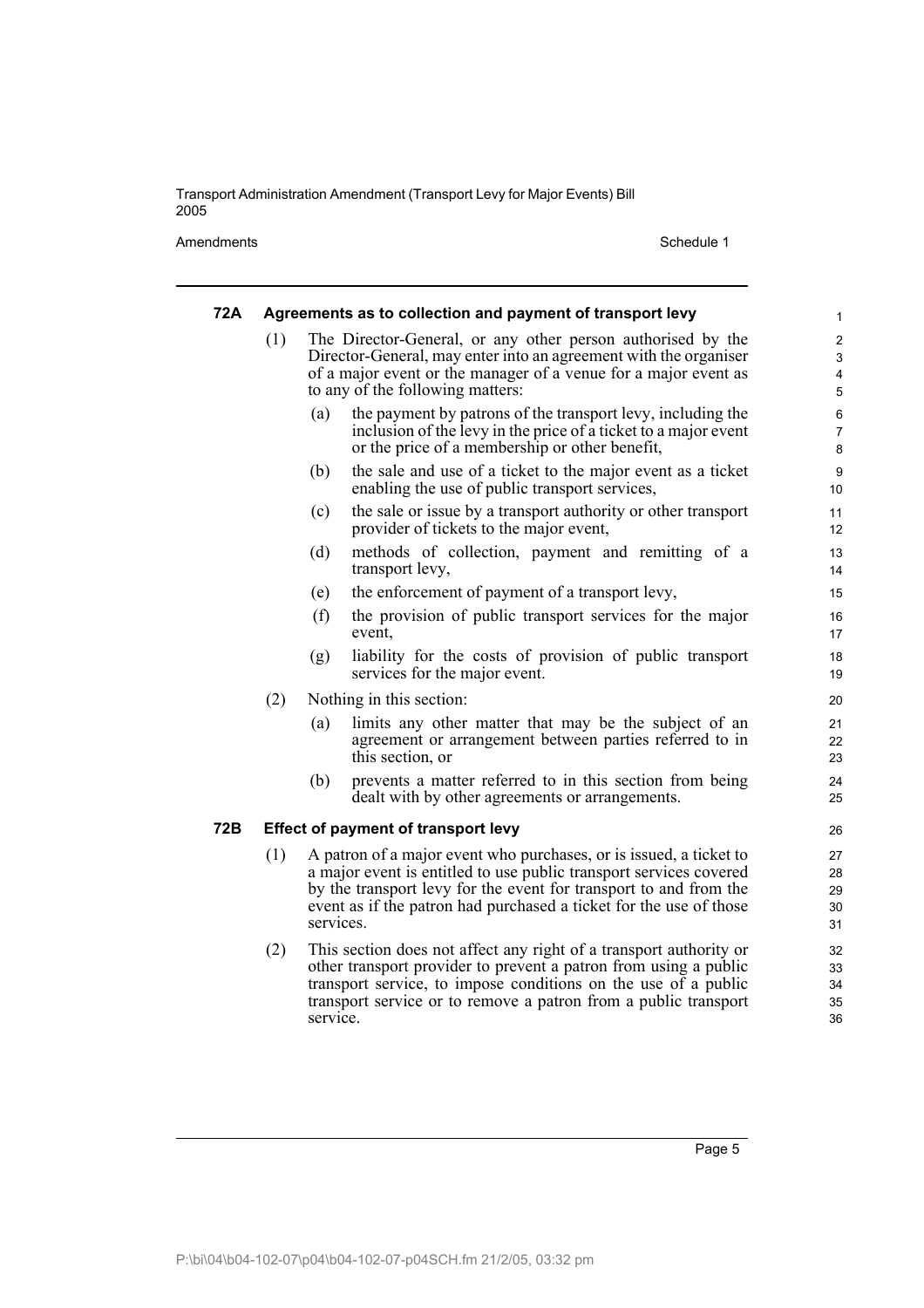**72A Agreements as to collection and payment of transport levy**

(1) The Director-General, or any other person authorised by the Director-General, may enter into an agreement with the organiser of a major event or the manager of a venue for a major event as to any of the following matters:

(a) the payment by patrons of the transport levy, including the inclusion of the levy in the price of a ticket to a major event or the price of a membership or other benefit,

(b) the sale and use of a ticket to the major event as a ticket enabling the use of public transport services,

(c) the sale or issue by a transport authority or other transport provider of tickets to the major event,

(d) methods of collection, payment and remitting of a transport levy,

(e) the enforcement of payment of a transport levy,

(f) the provision of public transport services for the major event,

(g) liability for the costs of provision of public transport services for the major event.

(2) Nothing in this section:

(a) limits any other matter that may be the subject of an agreement or arrangement between parties referred to in this section, or

(b) prevents a matter referred to in this section from being dealt with by other agreements or arrangements.

**72B Effect of payment of transport levy**

(1) A patron of a major event who purchases, or is issued, a ticket to a major event is entitled to use public transport services covered by the transport levy for the event for transport to and from the event as if the patron had purchased a ticket for the use of those services.

(2) This section does not affect any right of a transport authority or other transport provider to prevent a patron from using a public transport service, to impose conditions on the use of a public transport service or to remove a patron from a public transport service.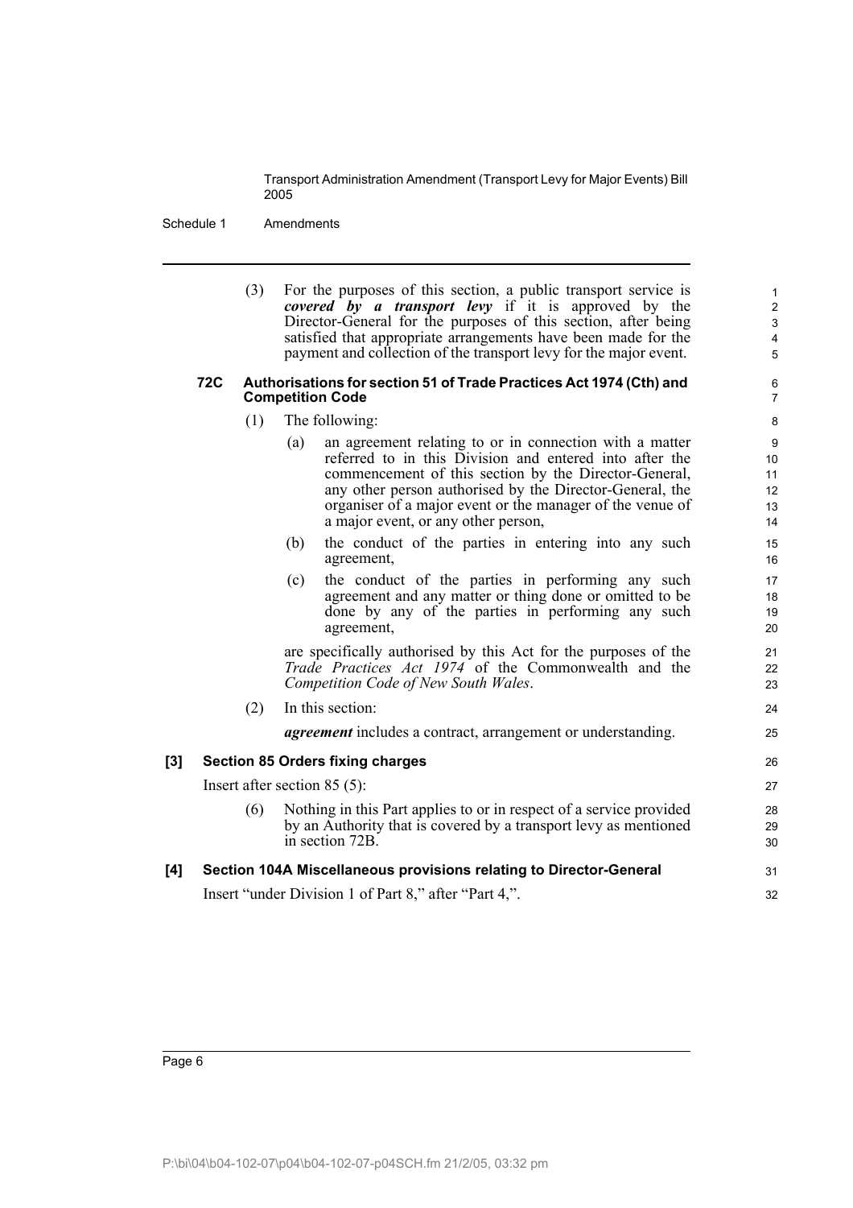(3) For the purposes of this section, a public transport service is ***covered by a transport levy*** if it is approved by the Director-General for the purposes of this section, after being satisfied that appropriate arrangements have been made for the payment and collection of the transport levy for the major event.

#### 72C Authorisations for section 51 of Trade Practices Act 1974 (Cth) and Competition Code

(1) The following:

(a) an agreement relating to or in connection with a matter referred to in this Division and entered into after the commencement of this section by the Director-General, any other person authorised by the Director-General, the organiser of a major event or the manager of the venue of a major event, or any other person,

(b) the conduct of the parties in entering into any such agreement,

(c) the conduct of the parties in performing any such agreement and any matter or thing done or omitted to be done by any of the parties in performing any such agreement,

are specifically authorised by this Act for the purposes of the *Trade Practices Act 1974* of the Commonwealth and the *Competition Code of New South Wales*.

(2) In this section:

***agreement*** includes a contract, arrangement or understanding.

### [3] Section 85 Orders fixing charges

Insert after section 85 (5):

(6) Nothing in this Part applies to or in respect of a service provided by an Authority that is covered by a transport levy as mentioned in section 72B.

### [4] Section 104A Miscellaneous provisions relating to Director-General

Insert "under Division 1 of Part 8," after "Part 4,".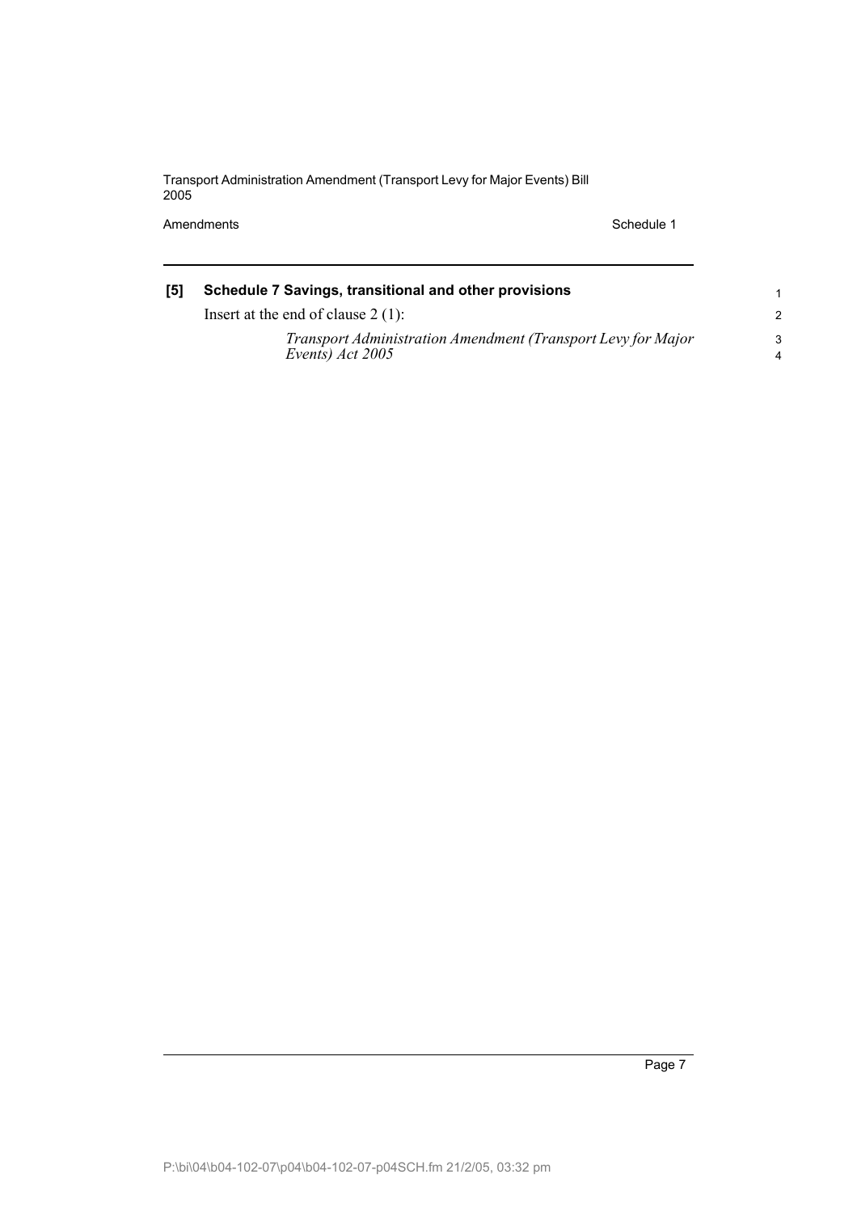**[5] Schedule 7 Savings, transitional and other provisions**

Insert at the end of clause 2 (1):

*Transport Administration Amendment (Transport Levy for Major Events) Act 2005*